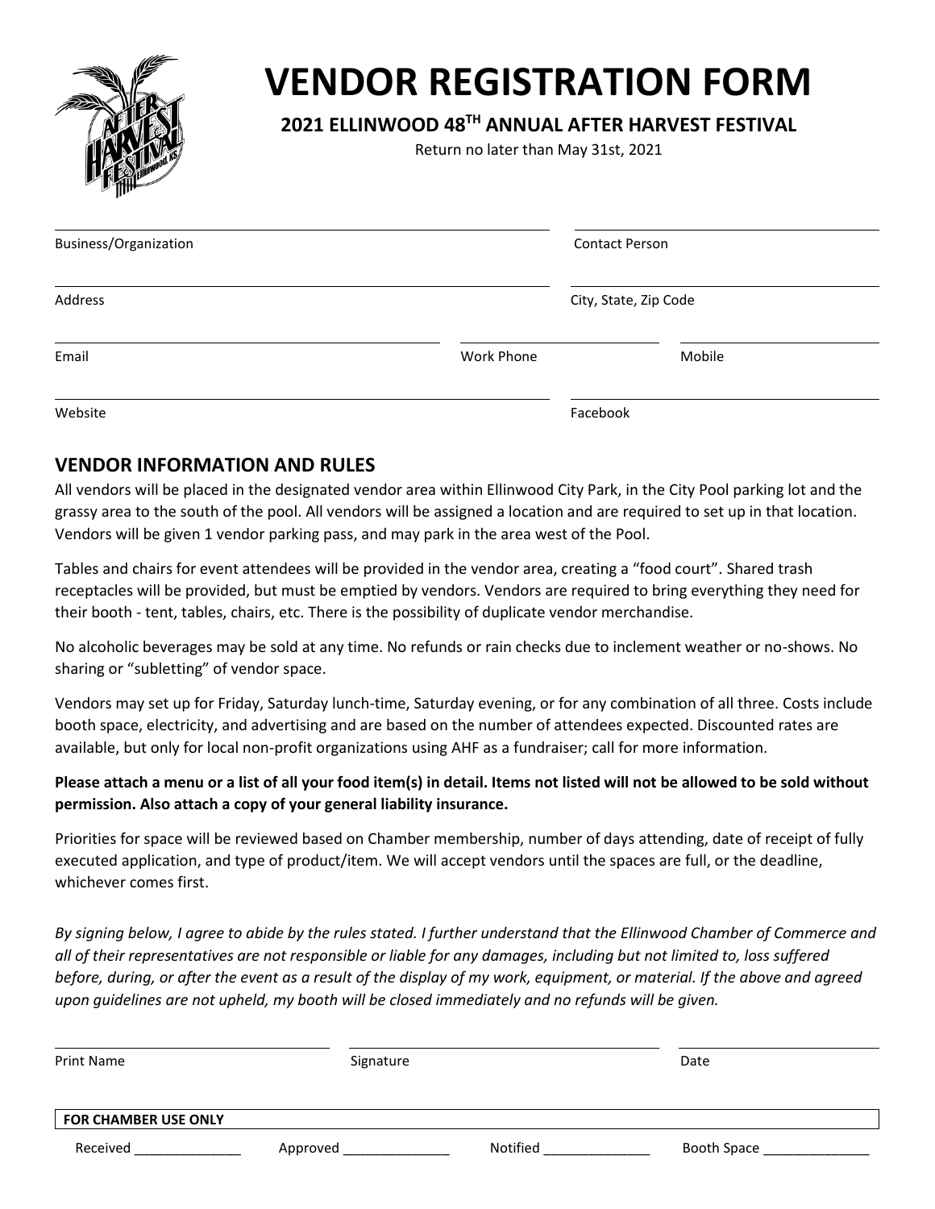# VENDOR REGISTRATION FORM

**2021 ELLINWOOD 48TH ANNUAL AFTER HARVEST FESTIVAL**

Return no later than May 31st, 2021

| | |
|---|---|
| Business/Organization ________________________ | Contact Person ________________________ |
| Address ________________________ | City, State, Zip Code ________________________ |
| Email ________________________ | Work Phone ______________ Mobile ______________ |
| Website ________________________ | Facebook ________________________ |

## VENDOR INFORMATION AND RULES

All vendors will be placed in the designated vendor area within Ellinwood City Park, in the City Pool parking lot and the grassy area to the south of the pool. All vendors will be assigned a location and are required to set up in that location. Vendors will be given 1 vendor parking pass, and may park in the area west of the Pool.

Tables and chairs for event attendees will be provided in the vendor area, creating a "food court". Shared trash receptacles will be provided, but must be emptied by vendors. Vendors are required to bring everything they need for their booth - tent, tables, chairs, etc. There is the possibility of duplicate vendor merchandise.

No alcoholic beverages may be sold at any time. No refunds or rain checks due to inclement weather or no-shows. No sharing or "subletting" of vendor space.

Vendors may set up for Friday, Saturday lunch-time, Saturday evening, or for any combination of all three. Costs include booth space, electricity, and advertising and are based on the number of attendees expected. Discounted rates are available, but only for local non-profit organizations using AHF as a fundraiser; call for more information.

**Please attach a menu or a list of all your food item(s) in detail. Items not listed will not be allowed to be sold without permission. Also attach a copy of your general liability insurance.**

Priorities for space will be reviewed based on Chamber membership, number of days attending, date of receipt of fully executed application, and type of product/item. We will accept vendors until the spaces are full, or the deadline, whichever comes first.

*By signing below, I agree to abide by the rules stated. I further understand that the Ellinwood Chamber of Commerce and all of their representatives are not responsible or liable for any damages, including but not limited to, loss suffered before, during, or after the event as a result of the display of my work, equipment, or material. If the above and agreed upon guidelines are not upheld, my booth will be closed immediately and no refunds will be given.*

Print Name ________________________ Signature ________________________ Date ______________

**FOR CHAMBER USE ONLY**

Received ______________ Approved ______________ Notified ______________ Booth Space ______________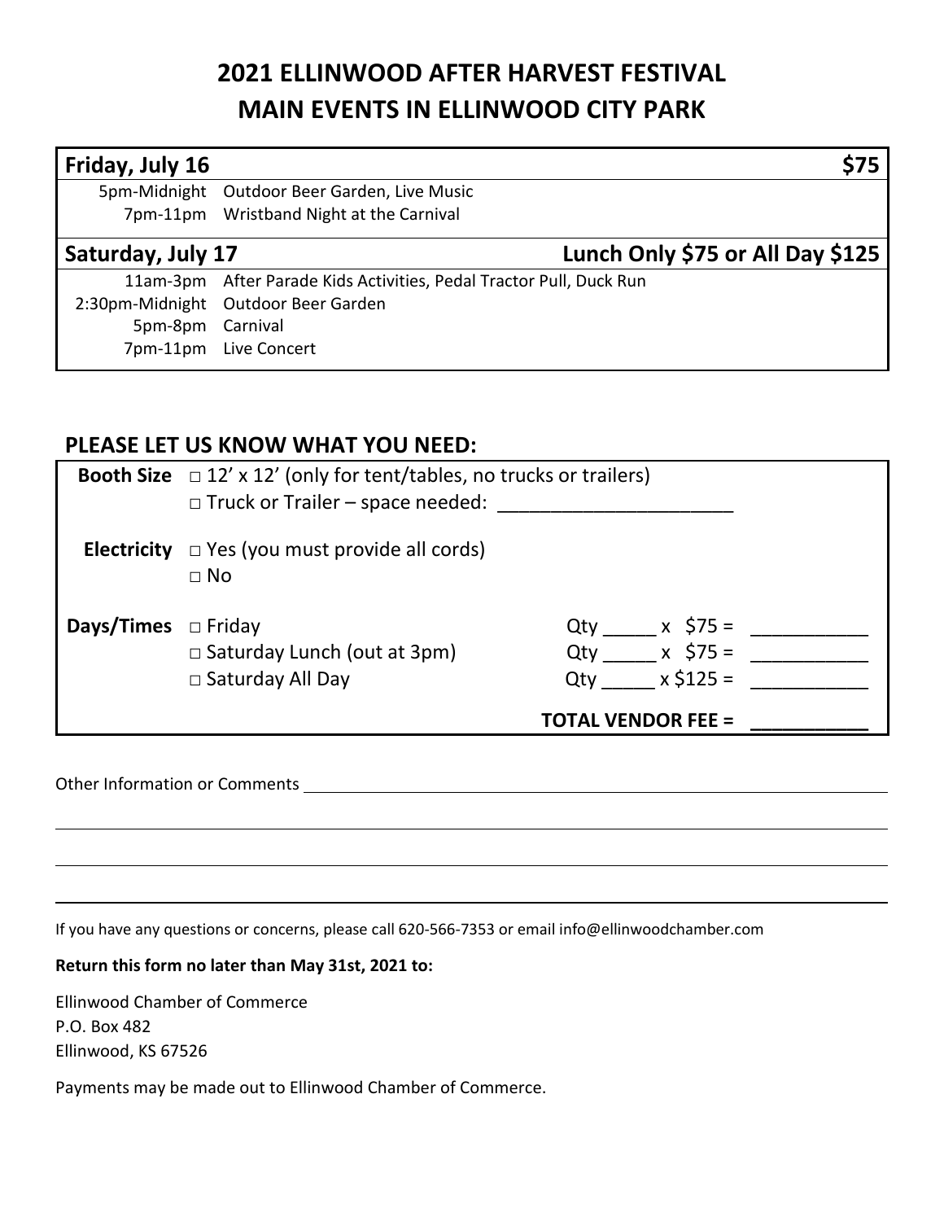# 2021 ELLINWOOD AFTER HARVEST FESTIVAL
# MAIN EVENTS IN ELLINWOOD CITY PARK

| **Friday, July 16** | **$75** |
|---|---|
| 5pm-Midnight | Outdoor Beer Garden, Live Music |
| 7pm-11pm | Wristband Night at the Carnival |
| **Saturday, July 17** | **Lunch Only $75 or All Day $125** |
| 11am-3pm | After Parade Kids Activities, Pedal Tractor Pull, Duck Run |
| 2:30pm-Midnight | Outdoor Beer Garden |
| 5pm-8pm | Carnival |
| 7pm-11pm | Live Concert |

## PLEASE LET US KNOW WHAT YOU NEED:

| | | |
|---|---|---|
| **Booth Size** | □ 12' x 12' (only for tent/tables, no trucks or trailers) | |
| | □ Truck or Trailer – space needed: ______________________ | |
| **Electricity** | □ Yes (you must provide all cords) | |
| | □ No | |
| **Days/Times** | □ Friday | Qty _____ x $75 = ___________ |
| | □ Saturday Lunch (out at 3pm) | Qty _____ x $75 = ___________ |
| | □ Saturday All Day | Qty _____ x $125 = ___________ |
| | | **TOTAL VENDOR FEE = ___________** |

Other Information or Comments ________________________________________________

________________________________________________________________________

________________________________________________________________________

________________________________________________________________________

If you have any questions or concerns, please call 620-566-7353 or email info@ellinwoodchamber.com

**Return this form no later than May 31st, 2021 to:**

Ellinwood Chamber of Commerce
P.O. Box 482
Ellinwood, KS 67526

Payments may be made out to Ellinwood Chamber of Commerce.